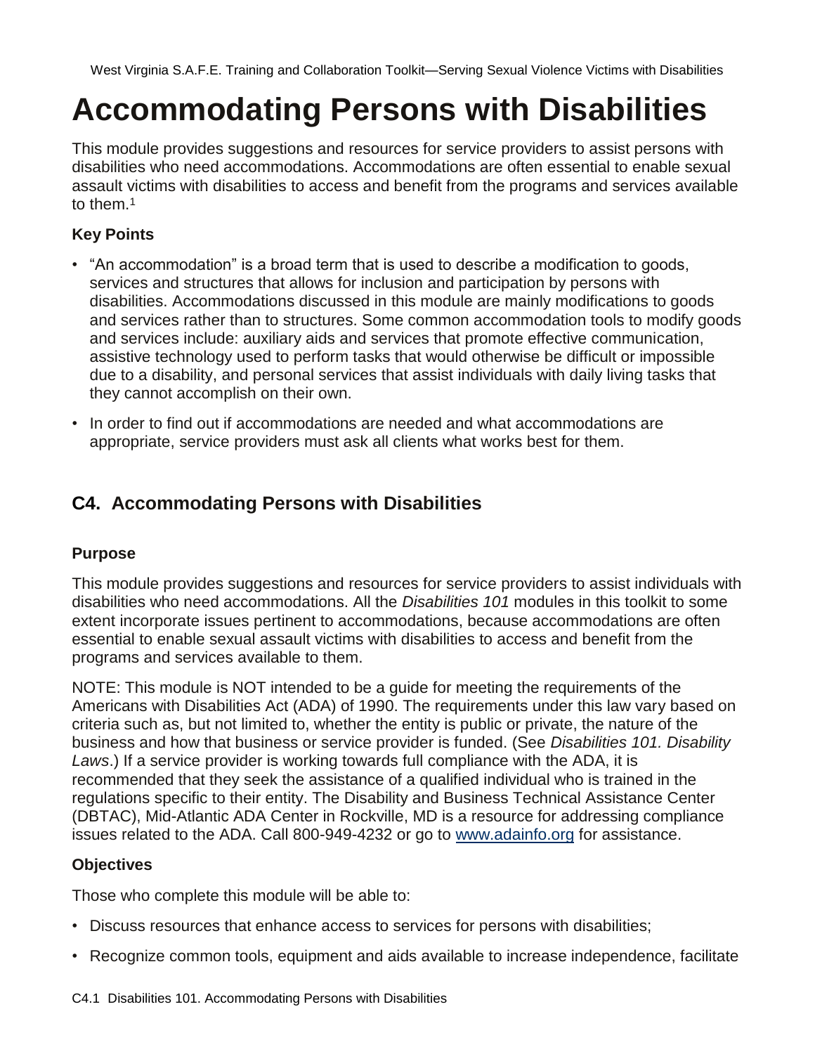# Accommodating Persons with Disabilities

This module provides suggestions and resources for service providers to assist persons with disabilities who need accommodations. Accommodations are often essential to enable sexual assault victims with disabilities to access and benefit from the programs and services available to them.[1]

### Key Points

- "An accommodation" is a broad term that is used to describe a modification to goods, services and structures that allows for inclusion and participation by persons with disabilities. Accommodations discussed in this module are mainly modifications to goods and services rather than to structures. Some common accommodation tools to modify goods and services include: auxiliary aids and services that promote effective communication, assistive technology used to perform tasks that would otherwise be difficult or impossible due to a disability, and personal services that assist individuals with daily living tasks that they cannot accomplish on their own.
- In order to find out if accommodations are needed and what accommodations are appropriate, service providers must ask all clients what works best for them.

## C4. Accommodating Persons with Disabilities

### Purpose

This module provides suggestions and resources for service providers to assist individuals with disabilities who need accommodations. All the *Disabilities 101* modules in this toolkit to some extent incorporate issues pertinent to accommodations, because accommodations are often essential to enable sexual assault victims with disabilities to access and benefit from the programs and services available to them.

NOTE: This module is NOT intended to be a guide for meeting the requirements of the Americans with Disabilities Act (ADA) of 1990. The requirements under this law vary based on criteria such as, but not limited to, whether the entity is public or private, the nature of the business and how that business or service provider is funded. (See *Disabilities 101. Disability Laws*.) If a service provider is working towards full compliance with the ADA, it is recommended that they seek the assistance of a qualified individual who is trained in the regulations specific to their entity. The Disability and Business Technical Assistance Center (DBTAC), Mid-Atlantic ADA Center in Rockville, MD is a resource for addressing compliance issues related to the ADA. Call 800-949-4232 or go to www.adainfo.org for assistance.

### Objectives

Those who complete this module will be able to:

- Discuss resources that enhance access to services for persons with disabilities;
- Recognize common tools, equipment and aids available to increase independence, facilitate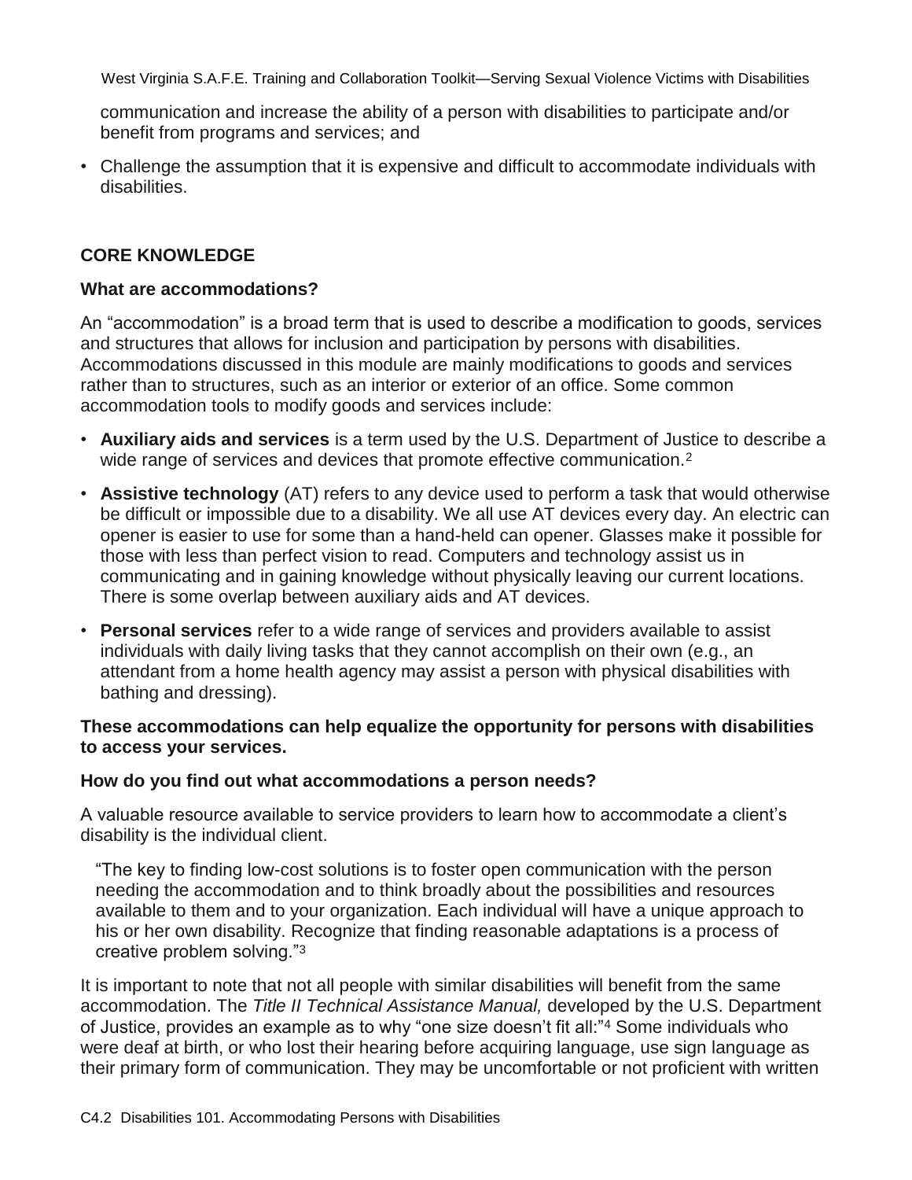communication and increase the ability of a person with disabilities to participate and/or benefit from programs and services; and

- Challenge the assumption that it is expensive and difficult to accommodate individuals with disabilities.

## CORE KNOWLEDGE

### What are accommodations?

An "accommodation" is a broad term that is used to describe a modification to goods, services and structures that allows for inclusion and participation by persons with disabilities. Accommodations discussed in this module are mainly modifications to goods and services rather than to structures, such as an interior or exterior of an office. Some common accommodation tools to modify goods and services include:

- **Auxiliary aids and services** is a term used by the U.S. Department of Justice to describe a wide range of services and devices that promote effective communication.[2]
- **Assistive technology** (AT) refers to any device used to perform a task that would otherwise be difficult or impossible due to a disability. We all use AT devices every day. An electric can opener is easier to use for some than a hand-held can opener. Glasses make it possible for those with less than perfect vision to read. Computers and technology assist us in communicating and in gaining knowledge without physically leaving our current locations. There is some overlap between auxiliary aids and AT devices.
- **Personal services** refer to a wide range of services and providers available to assist individuals with daily living tasks that they cannot accomplish on their own (e.g., an attendant from a home health agency may assist a person with physical disabilities with bathing and dressing).

**These accommodations can help equalize the opportunity for persons with disabilities to access your services.**

### How do you find out what accommodations a person needs?

A valuable resource available to service providers to learn how to accommodate a client's disability is the individual client.

> "The key to finding low-cost solutions is to foster open communication with the person needing the accommodation and to think broadly about the possibilities and resources available to them and to your organization. Each individual will have a unique approach to his or her own disability. Recognize that finding reasonable adaptations is a process of creative problem solving."[3]

It is important to note that not all people with similar disabilities will benefit from the same accommodation. The *Title II Technical Assistance Manual,* developed by the U.S. Department of Justice, provides an example as to why "one size doesn't fit all:"[4] Some individuals who were deaf at birth, or who lost their hearing before acquiring language, use sign language as their primary form of communication. They may be uncomfortable or not proficient with written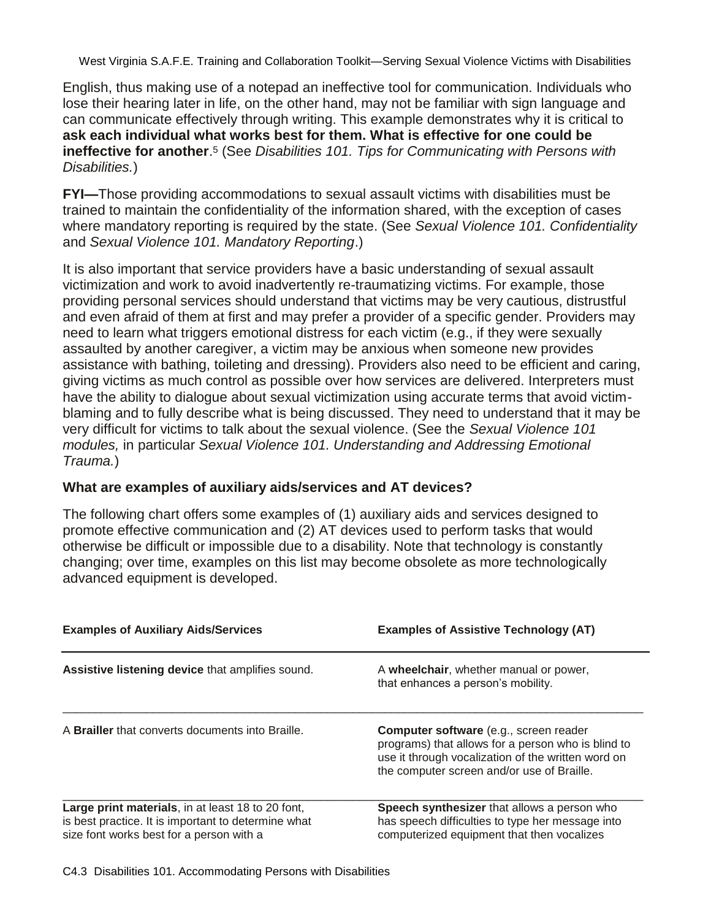English, thus making use of a notepad an ineffective tool for communication. Individuals who lose their hearing later in life, on the other hand, may not be familiar with sign language and can communicate effectively through writing. This example demonstrates why it is critical to **ask each individual what works best for them. What is effective for one could be ineffective for another**.[5] (See *Disabilities 101. Tips for Communicating with Persons with Disabilities.*)

**FYI—**Those providing accommodations to sexual assault victims with disabilities must be trained to maintain the confidentiality of the information shared, with the exception of cases where mandatory reporting is required by the state. (See *Sexual Violence 101. Confidentiality* and *Sexual Violence 101. Mandatory Reporting*.)

It is also important that service providers have a basic understanding of sexual assault victimization and work to avoid inadvertently re-traumatizing victims. For example, those providing personal services should understand that victims may be very cautious, distrustful and even afraid of them at first and may prefer a provider of a specific gender. Providers may need to learn what triggers emotional distress for each victim (e.g., if they were sexually assaulted by another caregiver, a victim may be anxious when someone new provides assistance with bathing, toileting and dressing). Providers also need to be efficient and caring, giving victims as much control as possible over how services are delivered. Interpreters must have the ability to dialogue about sexual victimization using accurate terms that avoid victim-blaming and to fully describe what is being discussed. They need to understand that it may be very difficult for victims to talk about the sexual violence. (See the *Sexual Violence 101 modules,* in particular *Sexual Violence 101. Understanding and Addressing Emotional Trauma.*)

### What are examples of auxiliary aids/services and AT devices?

The following chart offers some examples of (1) auxiliary aids and services designed to promote effective communication and (2) AT devices used to perform tasks that would otherwise be difficult or impossible due to a disability. Note that technology is constantly changing; over time, examples on this list may become obsolete as more technologically advanced equipment is developed.

| Examples of Auxiliary Aids/Services | Examples of Assistive Technology (AT) |
|---|---|
| **Assistive listening device** that amplifies sound. | A **wheelchair**, whether manual or power, that enhances a person's mobility. |
| A **Brailler** that converts documents into Braille. | **Computer software** (e.g., screen reader programs) that allows for a person who is blind to use it through vocalization of the written word on the computer screen and/or use of Braille. |
| **Large print materials**, in at least 18 to 20 font, is best practice. It is important to determine what size font works best for a person with a | **Speech synthesizer** that allows a person who has speech difficulties to type her message into computerized equipment that then vocalizes |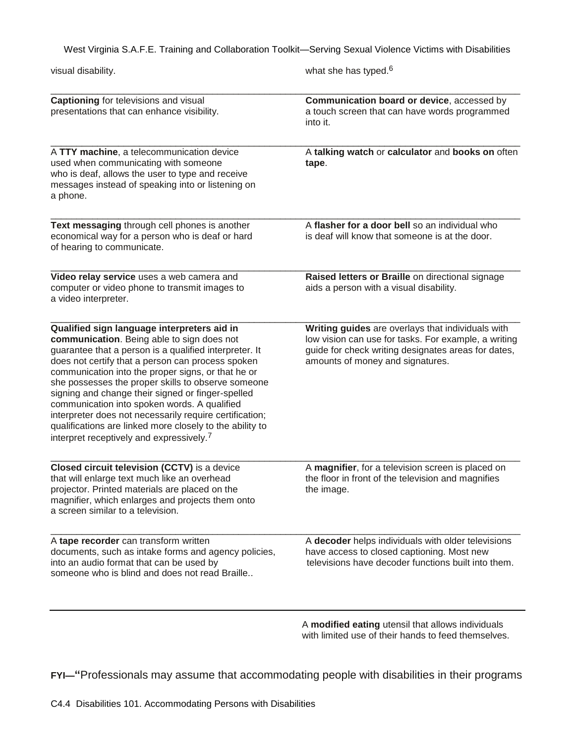visual disability.

what she has typed.[6]

**Captioning** for televisions and visual presentations that can enhance visibility.

**Communication board or device**, accessed by a touch screen that can have words programmed into it.

A **TTY machine**, a telecommunication device used when communicating with someone who is deaf, allows the user to type and receive messages instead of speaking into or listening on a phone.

A **talking watch** or **calculator** and **books on** often **tape**.

**Text messaging** through cell phones is another economical way for a person who is deaf or hard of hearing to communicate.

A **flasher for a door bell** so an individual who is deaf will know that someone is at the door.

**Video relay service** uses a web camera and computer or video phone to transmit images to a video interpreter.

**Raised letters or Braille** on directional signage aids a person with a visual disability.

**Qualified sign language interpreters aid in communication**. Being able to sign does not guarantee that a person is a qualified interpreter. It does not certify that a person can process spoken communication into the proper signs, or that he or she possesses the proper skills to observe someone signing and change their signed or finger-spelled communication into spoken words. A qualified interpreter does not necessarily require certification; qualifications are linked more closely to the ability to interpret receptively and expressively.[7]

**Writing guides** are overlays that individuals with low vision can use for tasks. For example, a writing guide for check writing designates areas for dates, amounts of money and signatures.

**Closed circuit television (CCTV)** is a device that will enlarge text much like an overhead projector. Printed materials are placed on the magnifier, which enlarges and projects them onto a screen similar to a television.

A **magnifier**, for a television screen is placed on the floor in front of the television and magnifies the image.

A **tape recorder** can transform written documents, such as intake forms and agency policies, into an audio format that can be used by someone who is blind and does not read Braille..

A **decoder** helps individuals with older televisions have access to closed captioning. Most new televisions have decoder functions built into them.

A **modified eating** utensil that allows individuals with limited use of their hands to feed themselves.

**FYI—"**Professionals may assume that accommodating people with disabilities in their programs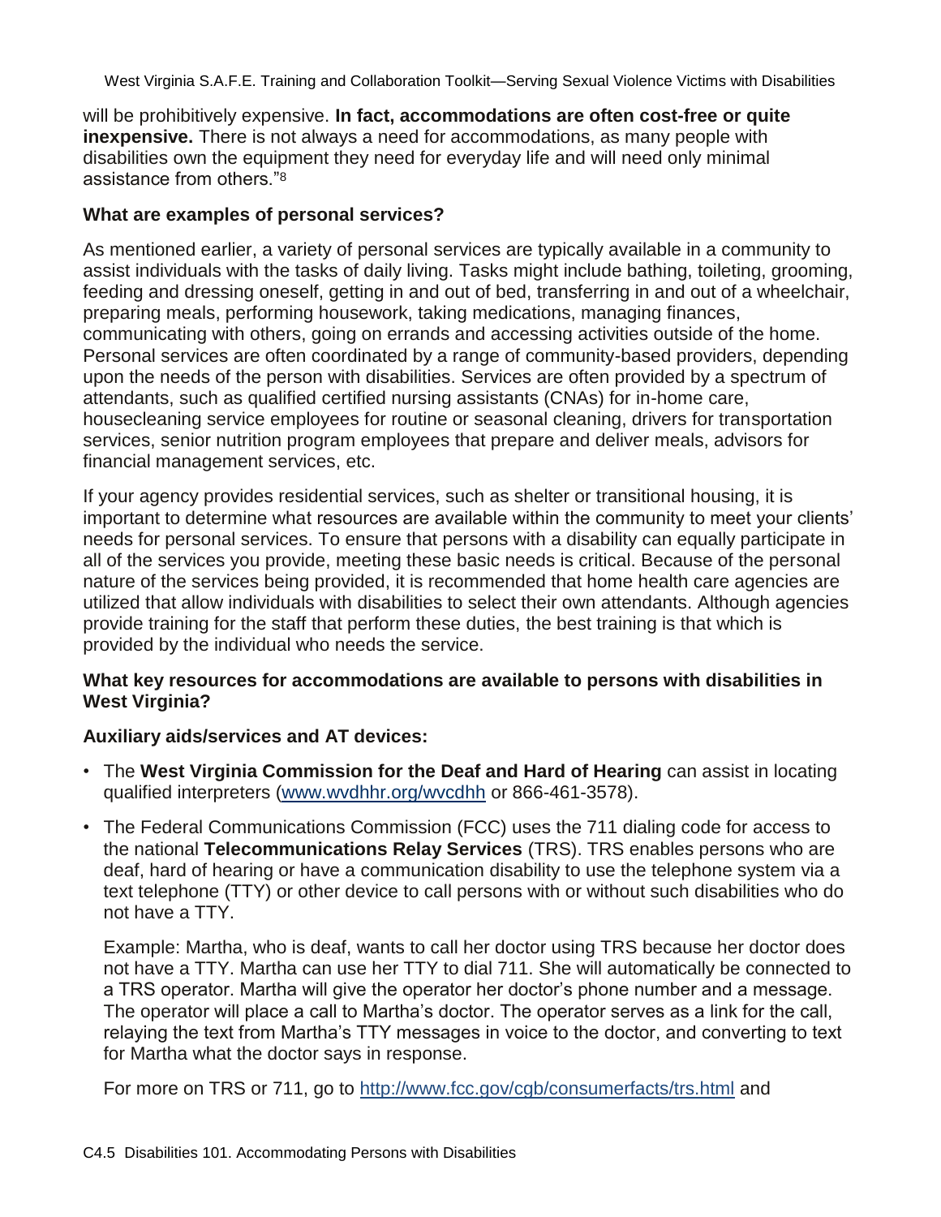will be prohibitively expensive. **In fact, accommodations are often cost-free or quite inexpensive.** There is not always a need for accommodations, as many people with disabilities own the equipment they need for everyday life and will need only minimal assistance from others."[8]

**What are examples of personal services?**

As mentioned earlier, a variety of personal services are typically available in a community to assist individuals with the tasks of daily living. Tasks might include bathing, toileting, grooming, feeding and dressing oneself, getting in and out of bed, transferring in and out of a wheelchair, preparing meals, performing housework, taking medications, managing finances, communicating with others, going on errands and accessing activities outside of the home. Personal services are often coordinated by a range of community-based providers, depending upon the needs of the person with disabilities. Services are often provided by a spectrum of attendants, such as qualified certified nursing assistants (CNAs) for in-home care, housecleaning service employees for routine or seasonal cleaning, drivers for transportation services, senior nutrition program employees that prepare and deliver meals, advisors for financial management services, etc.

If your agency provides residential services, such as shelter or transitional housing, it is important to determine what resources are available within the community to meet your clients' needs for personal services. To ensure that persons with a disability can equally participate in all of the services you provide, meeting these basic needs is critical. Because of the personal nature of the services being provided, it is recommended that home health care agencies are utilized that allow individuals with disabilities to select their own attendants. Although agencies provide training for the staff that perform these duties, the best training is that which is provided by the individual who needs the service.

**What key resources for accommodations are available to persons with disabilities in West Virginia?**

**Auxiliary aids/services and AT devices:**

- The **West Virginia Commission for the Deaf and Hard of Hearing** can assist in locating qualified interpreters (www.wvdhhr.org/wvcdhh or 866-461-3578).
- The Federal Communications Commission (FCC) uses the 711 dialing code for access to the national **Telecommunications Relay Services** (TRS). TRS enables persons who are deaf, hard of hearing or have a communication disability to use the telephone system via a text telephone (TTY) or other device to call persons with or without such disabilities who do not have a TTY.

  Example: Martha, who is deaf, wants to call her doctor using TRS because her doctor does not have a TTY. Martha can use her TTY to dial 711. She will automatically be connected to a TRS operator. Martha will give the operator her doctor's phone number and a message. The operator will place a call to Martha's doctor. The operator serves as a link for the call, relaying the text from Martha's TTY messages in voice to the doctor, and converting to text for Martha what the doctor says in response.

  For more on TRS or 711, go to http://www.fcc.gov/cgb/consumerfacts/trs.html and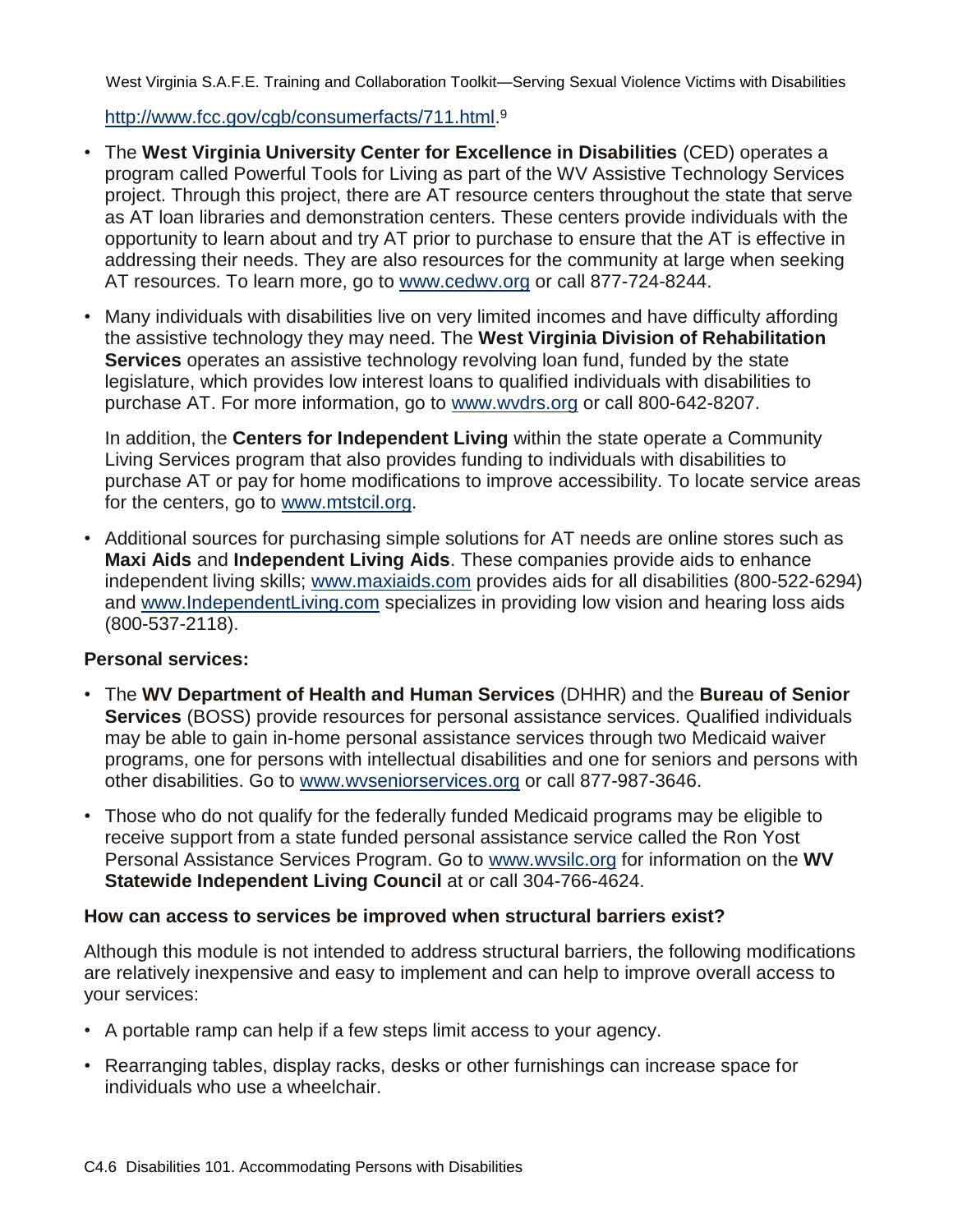http://www.fcc.gov/cgb/consumerfacts/711.html.[9]

- The **West Virginia University Center for Excellence in Disabilities** (CED) operates a program called Powerful Tools for Living as part of the WV Assistive Technology Services project. Through this project, there are AT resource centers throughout the state that serve as AT loan libraries and demonstration centers. These centers provide individuals with the opportunity to learn about and try AT prior to purchase to ensure that the AT is effective in addressing their needs. They are also resources for the community at large when seeking AT resources. To learn more, go to www.cedwv.org or call 877-724-8244.

- Many individuals with disabilities live on very limited incomes and have difficulty affording the assistive technology they may need. The **West Virginia Division of Rehabilitation Services** operates an assistive technology revolving loan fund, funded by the state legislature, which provides low interest loans to qualified individuals with disabilities to purchase AT. For more information, go to www.wvdrs.org or call 800-642-8207.

  In addition, the **Centers for Independent Living** within the state operate a Community Living Services program that also provides funding to individuals with disabilities to purchase AT or pay for home modifications to improve accessibility. To locate service areas for the centers, go to www.mtstcil.org.

- Additional sources for purchasing simple solutions for AT needs are online stores such as **Maxi Aids** and **Independent Living Aids**. These companies provide aids to enhance independent living skills; www.maxiaids.com provides aids for all disabilities (800-522-6294) and www.IndependentLiving.com specializes in providing low vision and hearing loss aids (800-537-2118).

**Personal services:**

- The **WV Department of Health and Human Services** (DHHR) and the **Bureau of Senior Services** (BOSS) provide resources for personal assistance services. Qualified individuals may be able to gain in-home personal assistance services through two Medicaid waiver programs, one for persons with intellectual disabilities and one for seniors and persons with other disabilities. Go to www.wvseniorservices.org or call 877-987-3646.

- Those who do not qualify for the federally funded Medicaid programs may be eligible to receive support from a state funded personal assistance service called the Ron Yost Personal Assistance Services Program. Go to www.wvsilc.org for information on the **WV Statewide Independent Living Council** at or call 304-766-4624.

**How can access to services be improved when structural barriers exist?**

Although this module is not intended to address structural barriers, the following modifications are relatively inexpensive and easy to implement and can help to improve overall access to your services:

- A portable ramp can help if a few steps limit access to your agency.

- Rearranging tables, display racks, desks or other furnishings can increase space for individuals who use a wheelchair.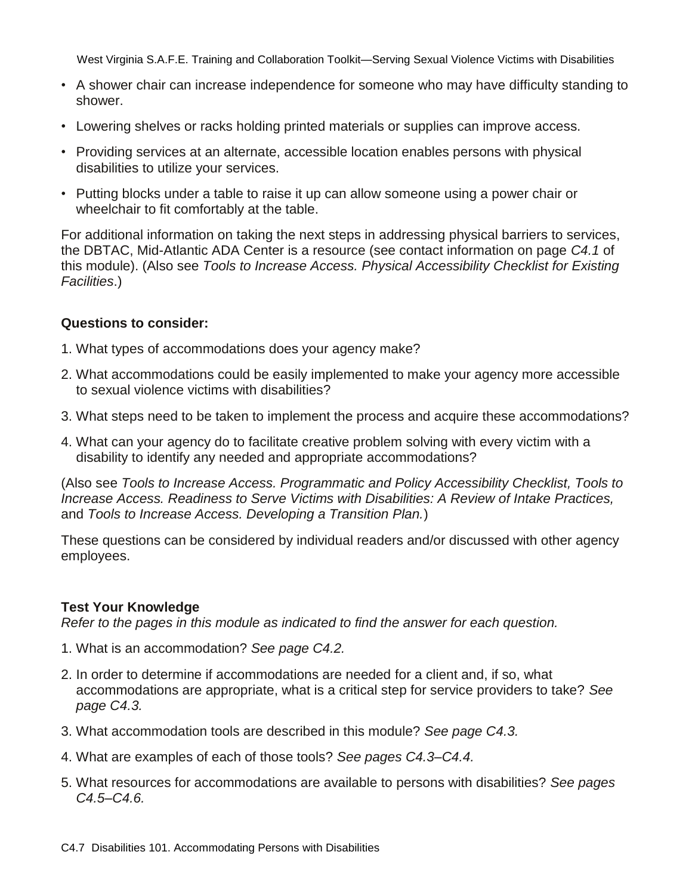- A shower chair can increase independence for someone who may have difficulty standing to shower.
- Lowering shelves or racks holding printed materials or supplies can improve access.
- Providing services at an alternate, accessible location enables persons with physical disabilities to utilize your services.
- Putting blocks under a table to raise it up can allow someone using a power chair or wheelchair to fit comfortably at the table.

For additional information on taking the next steps in addressing physical barriers to services, the DBTAC, Mid-Atlantic ADA Center is a resource (see contact information on page *C4.1* of this module). (Also see *Tools to Increase Access. Physical Accessibility Checklist for Existing Facilities*.)

**Questions to consider:**

1. What types of accommodations does your agency make?
2. What accommodations could be easily implemented to make your agency more accessible to sexual violence victims with disabilities?
3. What steps need to be taken to implement the process and acquire these accommodations?
4. What can your agency do to facilitate creative problem solving with every victim with a disability to identify any needed and appropriate accommodations?

(Also see *Tools to Increase Access. Programmatic and Policy Accessibility Checklist, Tools to Increase Access. Readiness to Serve Victims with Disabilities: A Review of Intake Practices,* and *Tools to Increase Access. Developing a Transition Plan.*)

These questions can be considered by individual readers and/or discussed with other agency employees.

**Test Your Knowledge**
*Refer to the pages in this module as indicated to find the answer for each question.*

1. What is an accommodation? *See page C4.2.*
2. In order to determine if accommodations are needed for a client and, if so, what accommodations are appropriate, what is a critical step for service providers to take? *See page C4.3.*
3. What accommodation tools are described in this module? *See page C4.3.*
4. What are examples of each of those tools? *See pages C4.3–C4.4.*
5. What resources for accommodations are available to persons with disabilities? *See pages C4.5–C4.6.*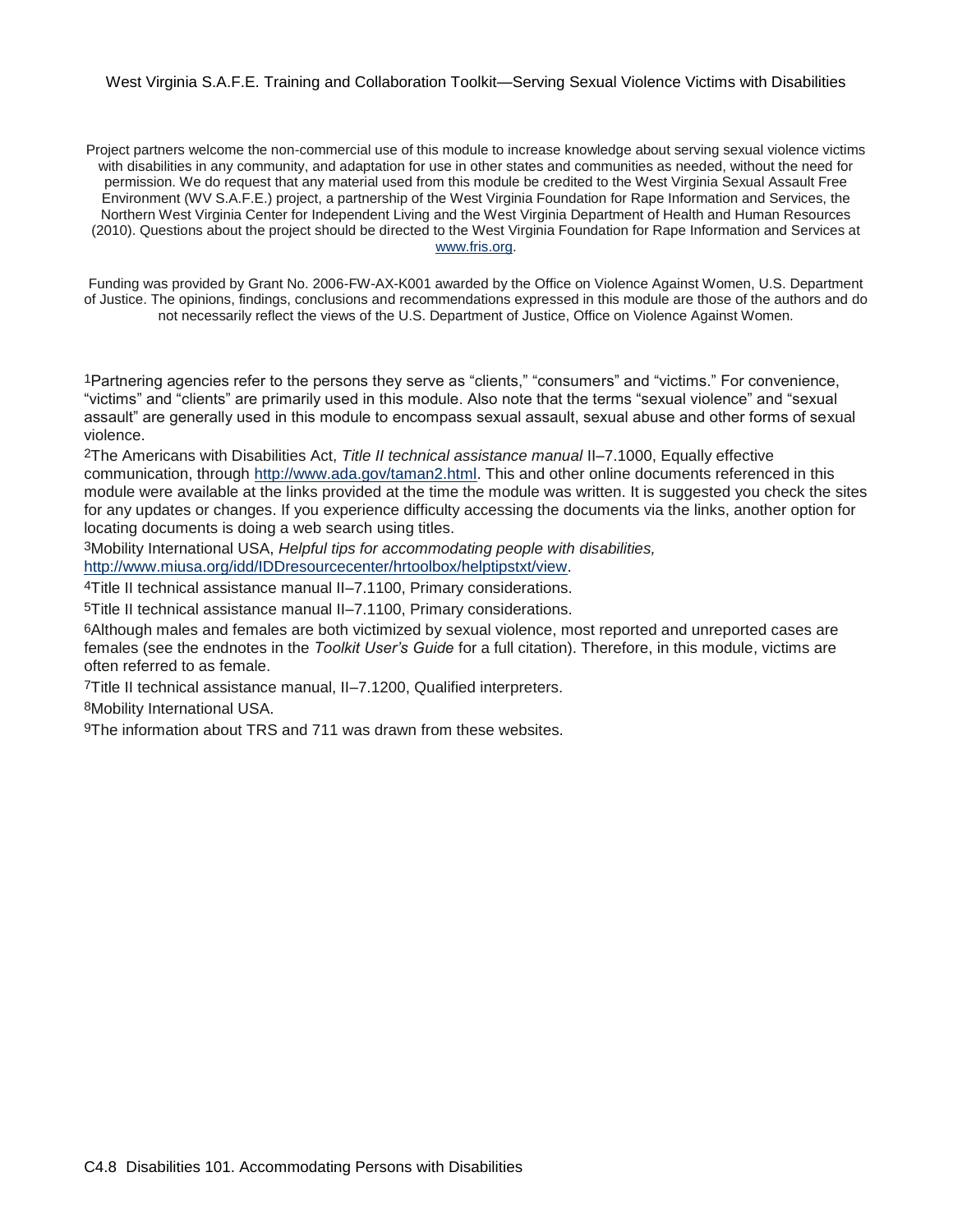Project partners welcome the non-commercial use of this module to increase knowledge about serving sexual violence victims with disabilities in any community, and adaptation for use in other states and communities as needed, without the need for permission. We do request that any material used from this module be credited to the West Virginia Sexual Assault Free Environment (WV S.A.F.E.) project, a partnership of the West Virginia Foundation for Rape Information and Services, the Northern West Virginia Center for Independent Living and the West Virginia Department of Health and Human Resources (2010). Questions about the project should be directed to the West Virginia Foundation for Rape Information and Services at www.fris.org.

Funding was provided by Grant No. 2006-FW-AX-K001 awarded by the Office on Violence Against Women, U.S. Department of Justice. The opinions, findings, conclusions and recommendations expressed in this module are those of the authors and do not necessarily reflect the views of the U.S. Department of Justice, Office on Violence Against Women.

[1] Partnering agencies refer to the persons they serve as "clients," "consumers" and "victims." For convenience, "victims" and "clients" are primarily used in this module. Also note that the terms "sexual violence" and "sexual assault" are generally used in this module to encompass sexual assault, sexual abuse and other forms of sexual violence.

[2] The Americans with Disabilities Act, *Title II technical assistance manual* II–7.1000, Equally effective communication, through http://www.ada.gov/taman2.html. This and other online documents referenced in this module were available at the links provided at the time the module was written. It is suggested you check the sites for any updates or changes. If you experience difficulty accessing the documents via the links, another option for locating documents is doing a web search using titles.

[3] Mobility International USA, *Helpful tips for accommodating people with disabilities,* http://www.miusa.org/idd/IDDresourcecenter/hrtoolbox/helptipstxt/view.

[4] Title II technical assistance manual II–7.1100, Primary considerations.

[5] Title II technical assistance manual II–7.1100, Primary considerations.

[6] Although males and females are both victimized by sexual violence, most reported and unreported cases are females (see the endnotes in the *Toolkit User's Guide* for a full citation). Therefore, in this module, victims are often referred to as female.

[7] Title II technical assistance manual, II–7.1200, Qualified interpreters.

[8] Mobility International USA.

[9] The information about TRS and 711 was drawn from these websites.